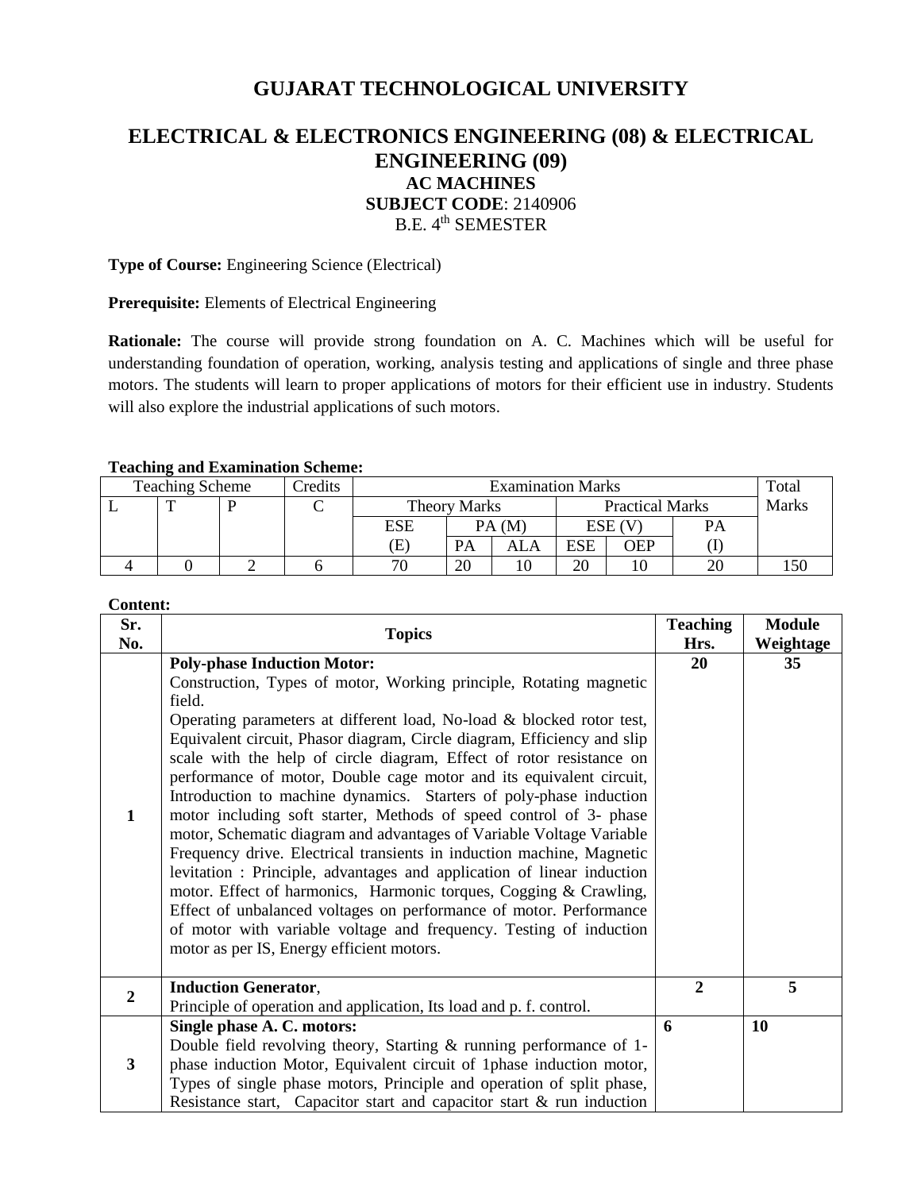# GUJARAT TECHNOLOGICAL UNIVERSITY

## ELECTRICAL & ELECTRONICS ENGINEERING (08) & ELECTRICAL ENGINEERING (09)

### AC MACHINES

**SUBJECT CODE**: 2140906

B.E. 4th SEMESTER

**Type of Course:** Engineering Science (Electrical)

**Prerequisite:** Elements of Electrical Engineering

**Rationale:** The course will provide strong foundation on A. C. Machines which will be useful for understanding foundation of operation, working, analysis testing and applications of single and three phase motors. The students will learn to proper applications of motors for their efficient use in industry. Students will also explore the industrial applications of such motors.

**Teaching and Examination Scheme:**

| Teaching Scheme | | | Credits | Examination Marks | | | | | | Total Marks |
|---|---|---|---|---|---|---|---|---|---|---|
| | | | | Theory Marks | | | Practical Marks | | | |
| L | T | P | C | ESE (E) | PA (M) | | ESE (V) | | PA (I) | |
| | | | | | PA | ALA | ESE | OEP | | |
| 4 | 0 | 2 | 6 | 70 | 20 | 10 | 20 | 10 | 20 | 150 |

**Content:**

| Sr. No. | Topics | Teaching Hrs. | Module Weightage |
|---|---|---|---|
| 1 | **Poly-phase Induction Motor:** Construction, Types of motor, Working principle, Rotating magnetic field. Operating parameters at different load, No-load & blocked rotor test, Equivalent circuit, Phasor diagram, Circle diagram, Efficiency and slip scale with the help of circle diagram, Effect of rotor resistance on performance of motor, Double cage motor and its equivalent circuit, Introduction to machine dynamics. Starters of poly-phase induction motor including soft starter, Methods of speed control of 3- phase motor, Schematic diagram and advantages of Variable Voltage Variable Frequency drive. Electrical transients in induction machine, Magnetic levitation : Principle, advantages and application of linear induction motor. Effect of harmonics, Harmonic torques, Cogging & Crawling, Effect of unbalanced voltages on performance of motor. Performance of motor with variable voltage and frequency. Testing of induction motor as per IS, Energy efficient motors. | 20 | 35 |
| 2 | **Induction Generator**, Principle of operation and application, Its load and p. f. control. | 2 | 5 |
| 3 | **Single phase A. C. motors:** Double field revolving theory, Starting & running performance of 1-phase induction Motor, Equivalent circuit of 1phase induction motor, Types of single phase motors, Principle and operation of split phase, Resistance start, Capacitor start and capacitor start & run induction | 6 | 10 |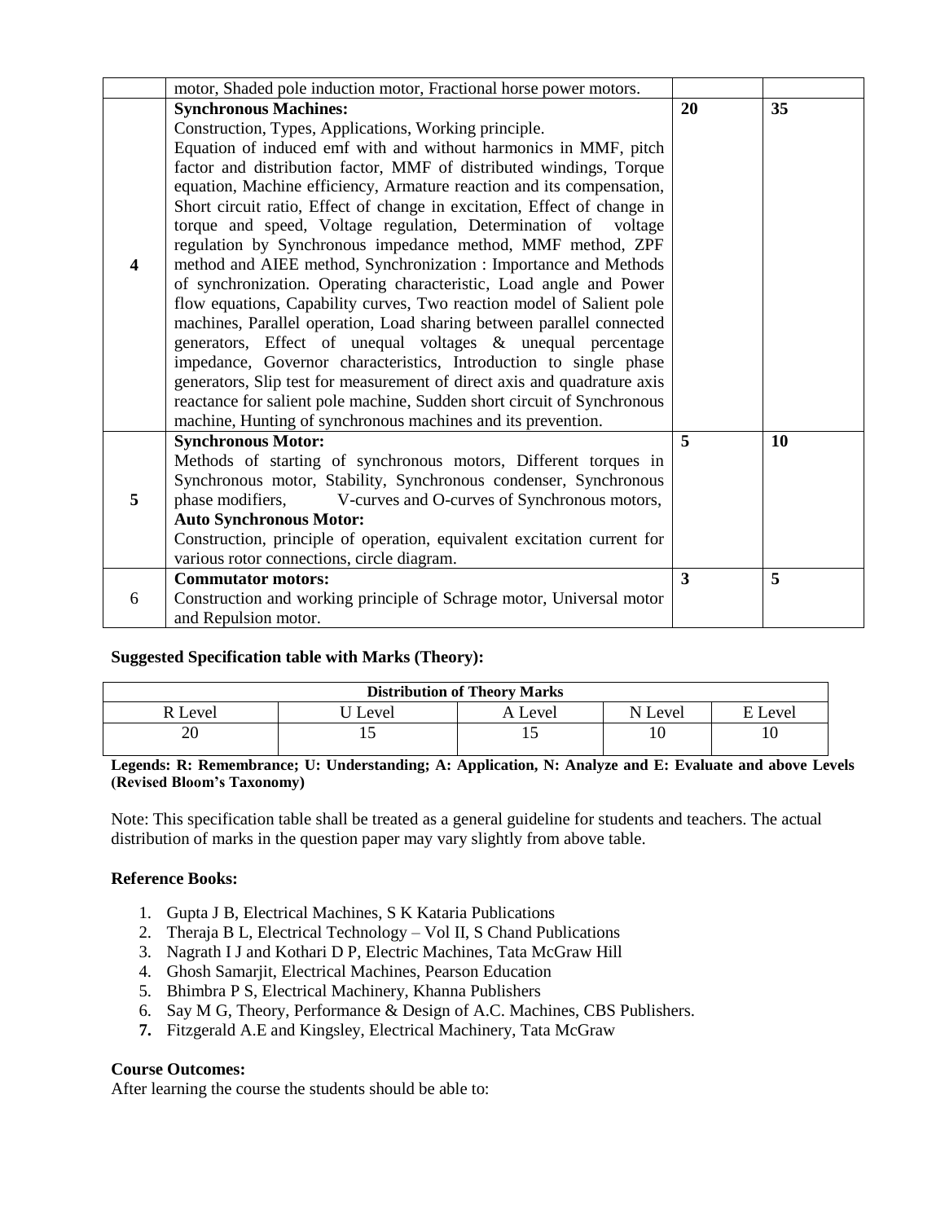|   | motor, Shaded pole induction motor, Fractional horse power motors. |   |   |
|---|---|---|---|
| **4** | **Synchronous Machines:**<br>Construction, Types, Applications, Working principle.<br>Equation of induced emf with and without harmonics in MMF, pitch factor and distribution factor, MMF of distributed windings, Torque equation, Machine efficiency, Armature reaction and its compensation, Short circuit ratio, Effect of change in excitation, Effect of change in torque and speed, Voltage regulation, Determination of voltage regulation by Synchronous impedance method, MMF method, ZPF method and AIEE method, Synchronization : Importance and Methods of synchronization. Operating characteristic, Load angle and Power flow equations, Capability curves, Two reaction model of Salient pole machines, Parallel operation, Load sharing between parallel connected generators, Effect of unequal voltages & unequal percentage impedance, Governor characteristics, Introduction to single phase generators, Slip test for measurement of direct axis and quadrature axis reactance for salient pole machine, Sudden short circuit of Synchronous machine, Hunting of synchronous machines and its prevention. | **20** | **35** |
| **5** | **Synchronous Motor:**<br>Methods of starting of synchronous motors, Different torques in Synchronous motor, Stability, Synchronous condenser, Synchronous phase modifiers, V-curves and O-curves of Synchronous motors,<br>**Auto Synchronous Motor:**<br>Construction, principle of operation, equivalent excitation current for various rotor connections, circle diagram. | **5** | **10** |
| 6 | **Commutator motors:**<br>Construction and working principle of Schrage motor, Universal motor and Repulsion motor. | **3** | **5** |

**Suggested Specification table with Marks (Theory):**

| Distribution of Theory Marks | | | | |
|---|---|---|---|---|
| R Level | U Level | A Level | N Level | E Level |
| 20 | 15 | 15 | 10 | 10 |

**Legends: R: Remembrance; U: Understanding; A: Application, N: Analyze and E: Evaluate and above Levels (Revised Bloom's Taxonomy)**

Note: This specification table shall be treated as a general guideline for students and teachers. The actual distribution of marks in the question paper may vary slightly from above table.

**Reference Books:**

1. Gupta J B, Electrical Machines, S K Kataria Publications
2. Theraja B L, Electrical Technology – Vol II, S Chand Publications
3. Nagrath I J and Kothari D P, Electric Machines, Tata McGraw Hill
4. Ghosh Samarjit, Electrical Machines, Pearson Education
5. Bhimbra P S, Electrical Machinery, Khanna Publishers
6. Say M G, Theory, Performance & Design of A.C. Machines, CBS Publishers.
7. Fitzgerald A.E and Kingsley, Electrical Machinery, Tata McGraw

**Course Outcomes:**

After learning the course the students should be able to: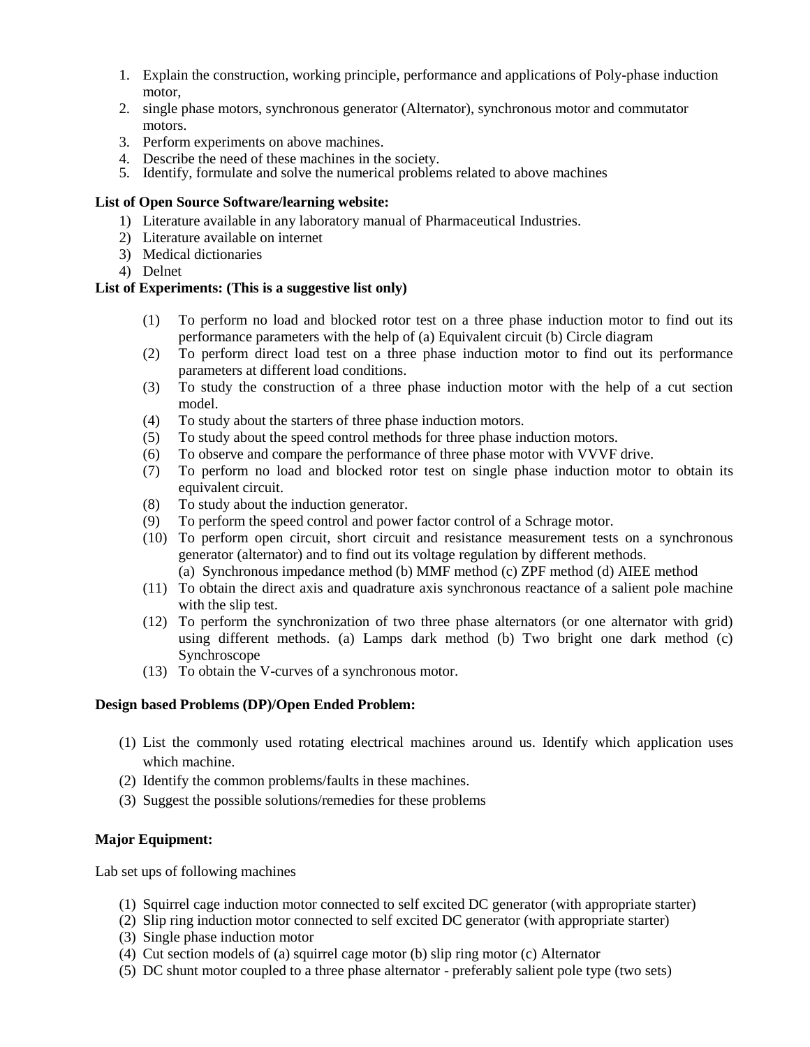1. Explain the construction, working principle, performance and applications of Poly-phase induction motor,
2. single phase motors, synchronous generator (Alternator), synchronous motor and commutator motors.
3. Perform experiments on above machines.
4. Describe the need of these machines in the society.
5. Identify, formulate and solve the numerical problems related to above machines

**List of Open Source Software/learning website:**

1) Literature available in any laboratory manual of Pharmaceutical Industries.
2) Literature available on internet
3) Medical dictionaries
4) Delnet

**List of Experiments: (This is a suggestive list only)**

(1) To perform no load and blocked rotor test on a three phase induction motor to find out its performance parameters with the help of (a) Equivalent circuit (b) Circle diagram
(2) To perform direct load test on a three phase induction motor to find out its performance parameters at different load conditions.
(3) To study the construction of a three phase induction motor with the help of a cut section model.
(4) To study about the starters of three phase induction motors.
(5) To study about the speed control methods for three phase induction motors.
(6) To observe and compare the performance of three phase motor with VVVF drive.
(7) To perform no load and blocked rotor test on single phase induction motor to obtain its equivalent circuit.
(8) To study about the induction generator.
(9) To perform the speed control and power factor control of a Schrage motor.
(10) To perform open circuit, short circuit and resistance measurement tests on a synchronous generator (alternator) and to find out its voltage regulation by different methods.
(a) Synchronous impedance method (b) MMF method (c) ZPF method (d) AIEE method
(11) To obtain the direct axis and quadrature axis synchronous reactance of a salient pole machine with the slip test.
(12) To perform the synchronization of two three phase alternators (or one alternator with grid) using different methods. (a) Lamps dark method (b) Two bright one dark method (c) Synchroscope
(13) To obtain the V-curves of a synchronous motor.

**Design based Problems (DP)/Open Ended Problem:**

(1) List the commonly used rotating electrical machines around us. Identify which application uses which machine.
(2) Identify the common problems/faults in these machines.
(3) Suggest the possible solutions/remedies for these problems

**Major Equipment:**

Lab set ups of following machines

(1) Squirrel cage induction motor connected to self excited DC generator (with appropriate starter)
(2) Slip ring induction motor connected to self excited DC generator (with appropriate starter)
(3) Single phase induction motor
(4) Cut section models of (a) squirrel cage motor (b) slip ring motor (c) Alternator
(5) DC shunt motor coupled to a three phase alternator - preferably salient pole type (two sets)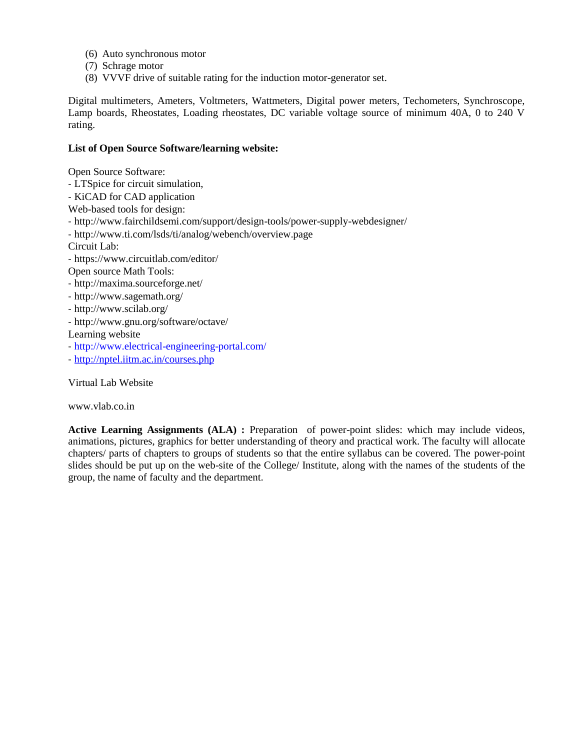(6) Auto synchronous motor
(7) Schrage motor
(8) VVVF drive of suitable rating for the induction motor-generator set.

Digital multimeters, Ameters, Voltmeters, Wattmeters, Digital power meters, Techometers, Synchroscope, Lamp boards, Rheostates, Loading rheostates, DC variable voltage source of minimum 40A, 0 to 240 V rating.

**List of Open Source Software/learning website:**

Open Source Software:
- LTSpice for circuit simulation,
- KiCAD for CAD application

Web-based tools for design:
- http://www.fairchildsemi.com/support/design-tools/power-supply-webdesigner/
- http://www.ti.com/lsds/ti/analog/webench/overview.page

Circuit Lab:
- https://www.circuitlab.com/editor/

Open source Math Tools:
- http://maxima.sourceforge.net/
- http://www.sagemath.org/
- http://www.scilab.org/
- http://www.gnu.org/software/octave/

Learning website
- http://www.electrical-engineering-portal.com/
- http://nptel.iitm.ac.in/courses.php

Virtual Lab Website

www.vlab.co.in

**Active Learning Assignments (ALA) :** Preparation of power-point slides: which may include videos, animations, pictures, graphics for better understanding of theory and practical work. The faculty will allocate chapters/ parts of chapters to groups of students so that the entire syllabus can be covered. The power-point slides should be put up on the web-site of the College/ Institute, along with the names of the students of the group, the name of faculty and the department.